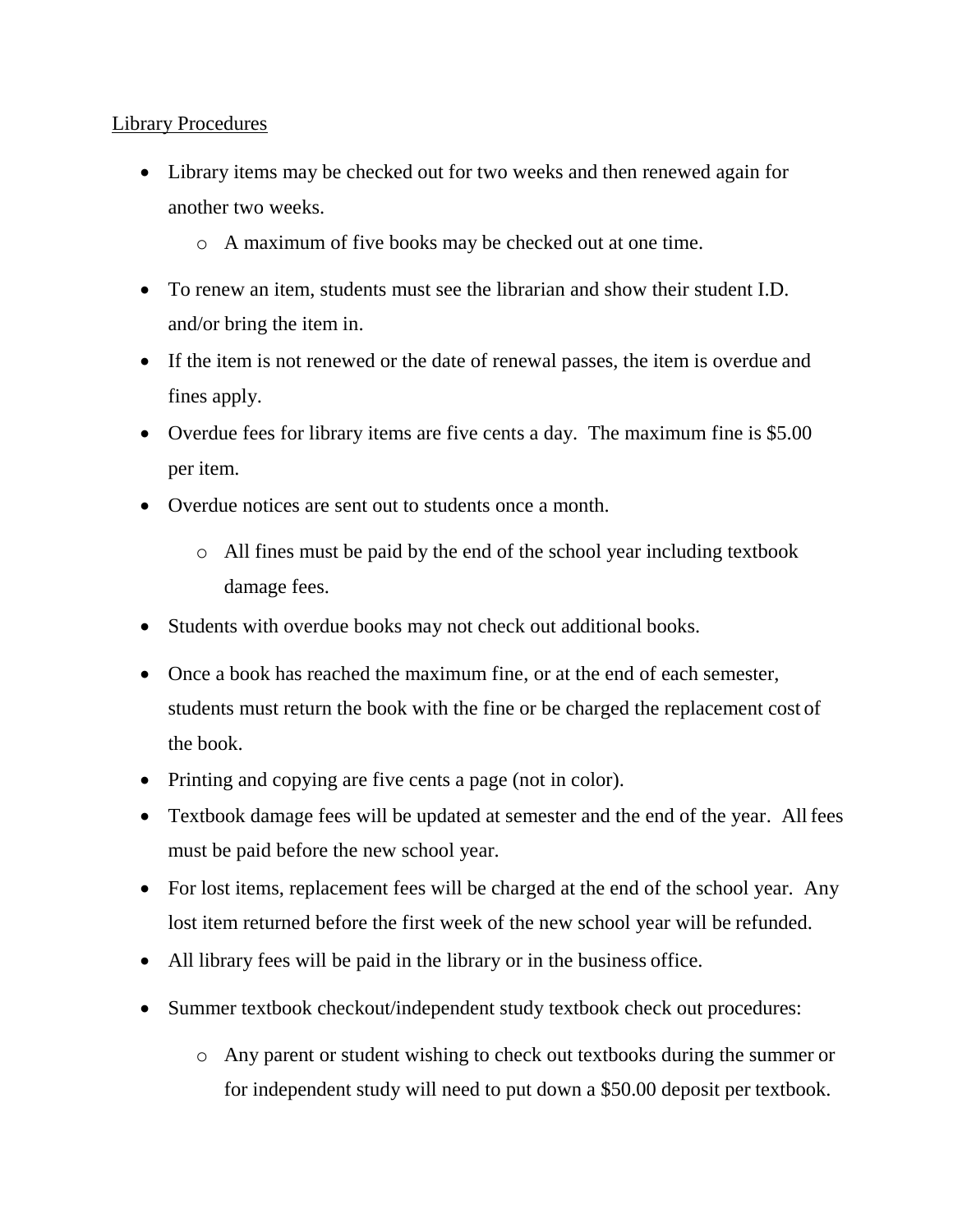Library Procedures

- Library items may be checked out for two weeks and then renewed again for another two weeks.
  - A maximum of five books may be checked out at one time.
- To renew an item, students must see the librarian and show their student I.D. and/or bring the item in.
- If the item is not renewed or the date of renewal passes, the item is overdue and fines apply.
- Overdue fees for library items are five cents a day. The maximum fine is $5.00 per item.
- Overdue notices are sent out to students once a month.
  - All fines must be paid by the end of the school year including textbook damage fees.
- Students with overdue books may not check out additional books.
- Once a book has reached the maximum fine, or at the end of each semester, students must return the book with the fine or be charged the replacement cost of the book.
- Printing and copying are five cents a page (not in color).
- Textbook damage fees will be updated at semester and the end of the year. All fees must be paid before the new school year.
- For lost items, replacement fees will be charged at the end of the school year. Any lost item returned before the first week of the new school year will be refunded.
- All library fees will be paid in the library or in the business office.
- Summer textbook checkout/independent study textbook check out procedures:
  - Any parent or student wishing to check out textbooks during the summer or for independent study will need to put down a $50.00 deposit per textbook.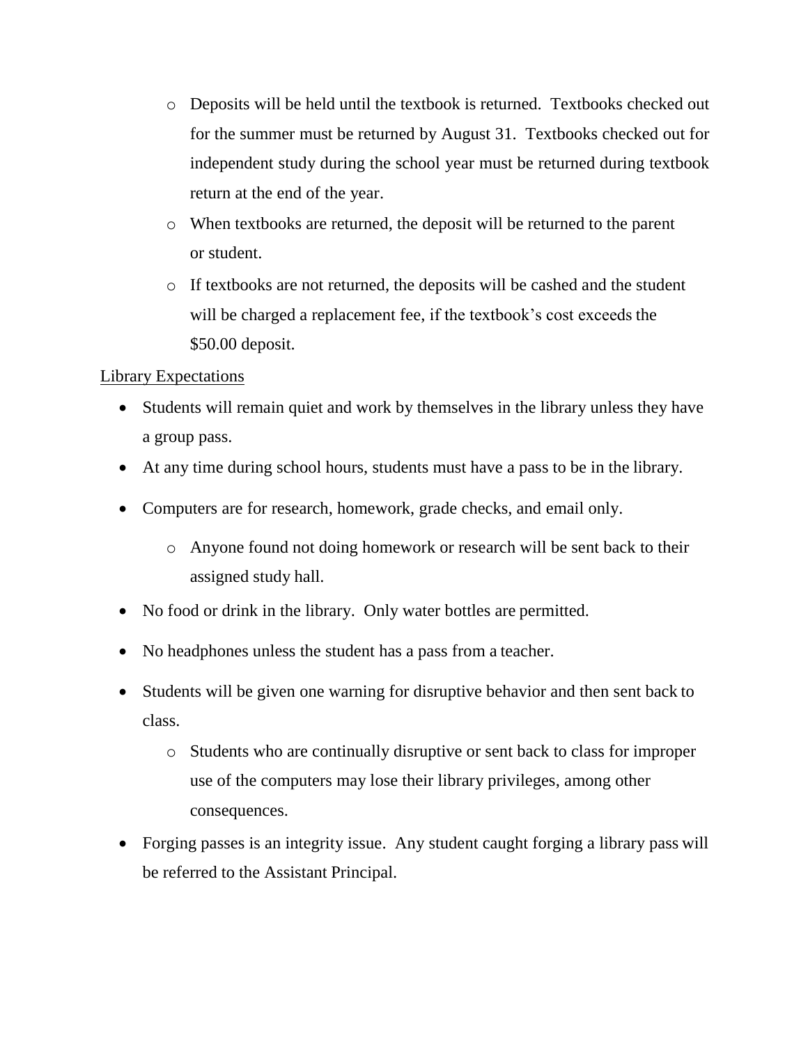- Deposits will be held until the textbook is returned. Textbooks checked out for the summer must be returned by August 31. Textbooks checked out for independent study during the school year must be returned during textbook return at the end of the year.
   - When textbooks are returned, the deposit will be returned to the parent or student.
   - If textbooks are not returned, the deposits will be cashed and the student will be charged a replacement fee, if the textbook's cost exceeds the $50.00 deposit.

<u>Library Expectations</u>

- Students will remain quiet and work by themselves in the library unless they have a group pass.
- At any time during school hours, students must have a pass to be in the library.
- Computers are for research, homework, grade checks, and email only.
   - Anyone found not doing homework or research will be sent back to their assigned study hall.
- No food or drink in the library. Only water bottles are permitted.
- No headphones unless the student has a pass from a teacher.
- Students will be given one warning for disruptive behavior and then sent back to class.
   - Students who are continually disruptive or sent back to class for improper use of the computers may lose their library privileges, among other consequences.
- Forging passes is an integrity issue. Any student caught forging a library pass will be referred to the Assistant Principal.